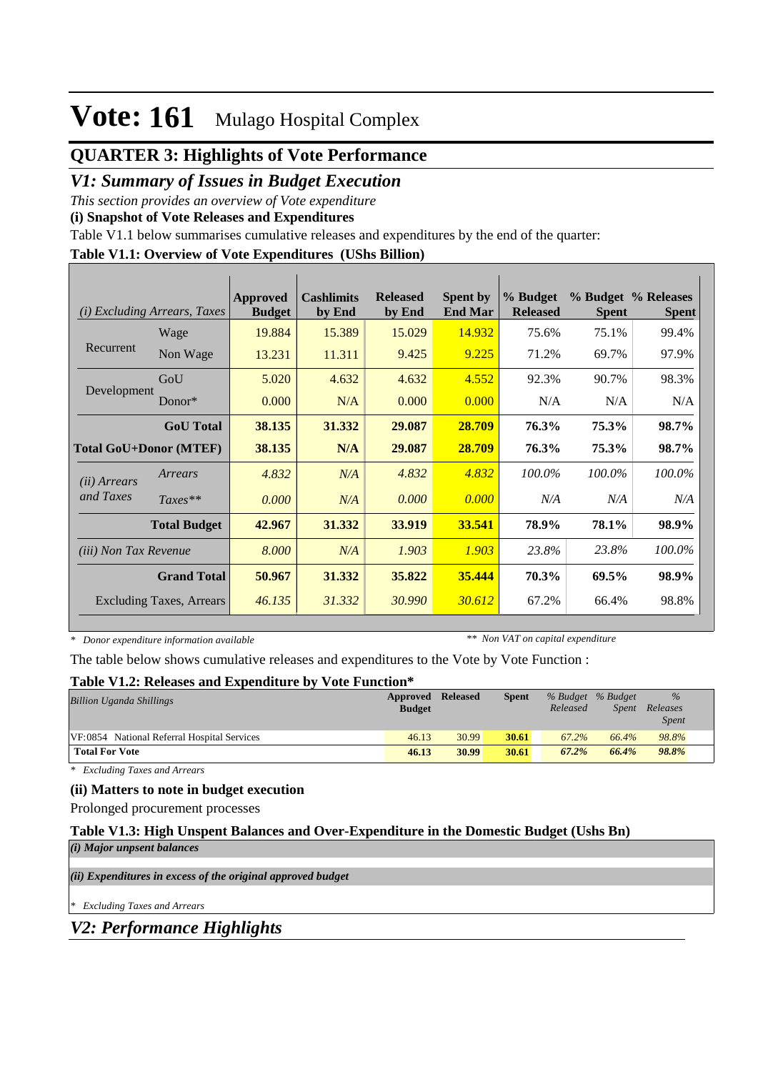# Vote: 161 Mulago Hospital Complex

## QUARTER 3: Highlights of Vote Performance

### *V1: Summary of Issues in Budget Execution*

*This section provides an overview of Vote expenditure*

**(i) Snapshot of Vote Releases and Expenditures**

Table V1.1 below summarises cumulative releases and expenditures by the end of the quarter:

**Table V1.1: Overview of Vote Expenditures (UShs Billion)**

| *(i) Excluding Arrears, Taxes* | | Approved Budget | Cashlimits by End | Released by End | Spent by End Mar | % Budget Released | % Budget Spent | % Releases Spent |
|---|---|---|---|---|---|---|---|---|
| Recurrent | Wage | 19.884 | 15.389 | 15.029 | 14.932 | 75.6% | 75.1% | 99.4% |
| | Non Wage | 13.231 | 11.311 | 9.425 | 9.225 | 71.2% | 69.7% | 97.9% |
| Development | GoU | 5.020 | 4.632 | 4.632 | 4.552 | 92.3% | 90.7% | 98.3% |
| | Donor* | 0.000 | N/A | 0.000 | 0.000 | N/A | N/A | N/A |
| | **GoU Total** | **38.135** | **31.332** | **29.087** | **28.709** | **76.3%** | **75.3%** | **98.7%** |
| **Total GoU+Donor (MTEF)** | | **38.135** | **N/A** | **29.087** | **28.709** | **76.3%** | **75.3%** | **98.7%** |
| *(ii) Arrears and Taxes* | *Arrears* | *4.832* | *N/A* | *4.832* | *4.832* | *100.0%* | *100.0%* | *100.0%* |
| | *Taxes*** | *0.000* | *N/A* | *0.000* | *0.000* | *N/A* | *N/A* | *N/A* |
| | **Total Budget** | **42.967** | **31.332** | **33.919** | **33.541** | **78.9%** | **78.1%** | **98.9%** |
| *(iii) Non Tax Revenue* | | *8.000* | *N/A* | *1.903* | *1.903* | *23.8%* | *23.8%* | *100.0%* |
| | **Grand Total** | **50.967** | **31.332** | **35.822** | **35.444** | **70.3%** | **69.5%** | **98.9%** |
| | Excluding Taxes, Arrears | *46.135* | *31.332* | *30.990* | *30.612* | 67.2% | 66.4% | 98.8% |

*\* Donor expenditure information available* &nbsp;&nbsp;&nbsp;&nbsp; *\*\* Non VAT on capital expenditure*

The table below shows cumulative releases and expenditures to the Vote by Vote Function :

**Table V1.2: Releases and Expenditure by Vote Function***

| *Billion Uganda Shillings* | Approved Budget | Released | Spent | *% Budget Released* | *% Budget Spent* | *% Releases Spent* |
|---|---|---|---|---|---|---|
| VF:0854 National Referral Hospital Services | 46.13 | 30.99 | **30.61** | *67.2%* | *66.4%* | *98.8%* |
| **Total For Vote** | **46.13** | **30.99** | **30.61** | ***67.2%*** | ***66.4%*** | ***98.8%*** |

*\* Excluding Taxes and Arrears*

**(ii) Matters to note in budget execution**

Prolonged procurement processes

**Table V1.3: High Unspent Balances and Over-Expenditure in the Domestic Budget (Ushs Bn)**

***(i) Major unpsent balances***

***(ii) Expenditures in excess of the original approved budget***

*\* Excluding Taxes and Arrears*

### *V2: Performance Highlights*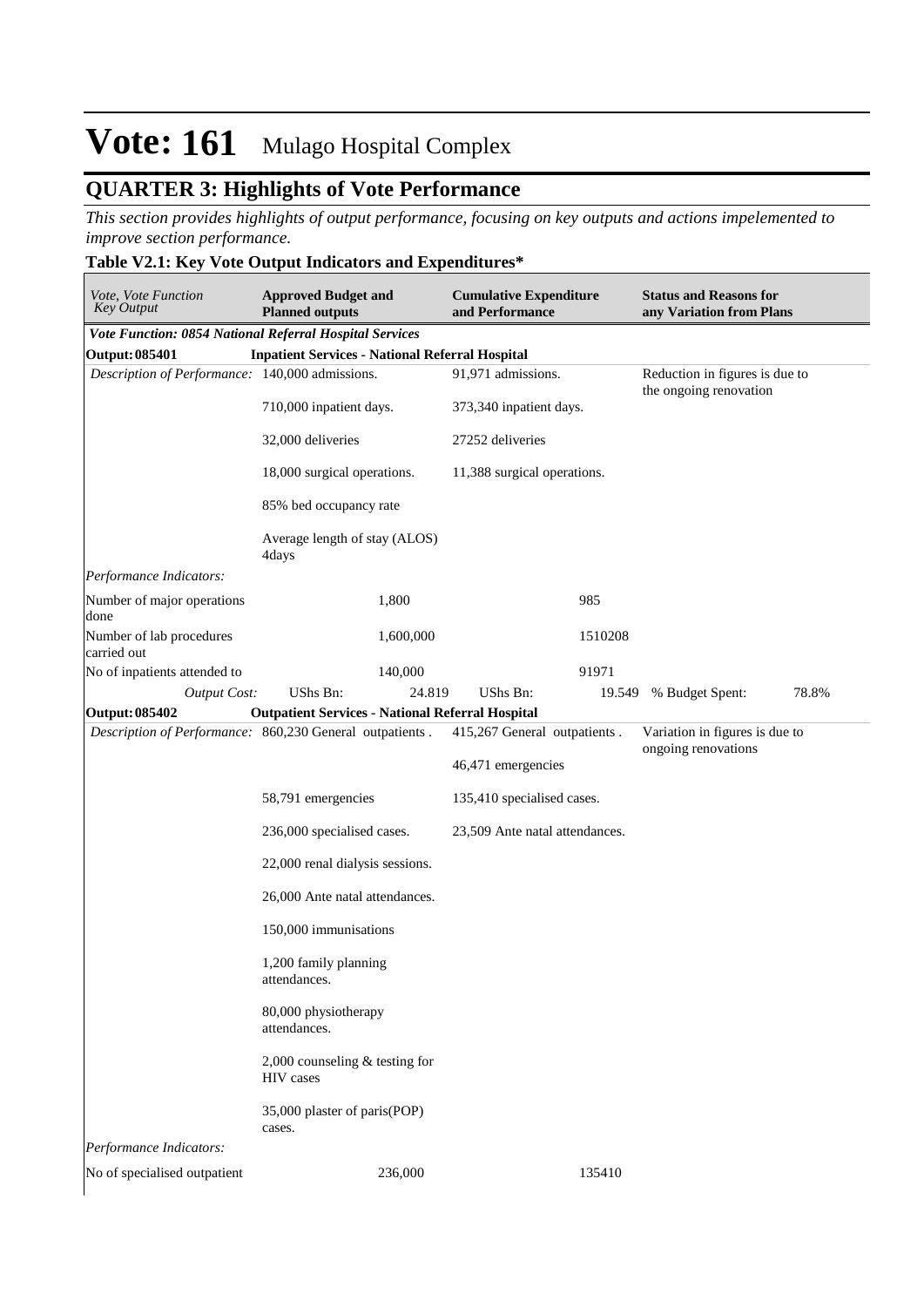# Vote: 161 Mulago Hospital Complex

## QUARTER 3: Highlights of Vote Performance

*This section provides highlights of output performance, focusing on key outputs and actions impelemented to improve section performance.*

**Table V2.1: Key Vote Output Indicators and Expenditures***

| *Vote, Vote Function Key Output* | **Approved Budget and Planned outputs** | **Cumulative Expenditure and Performance** | **Status and Reasons for any Variation from Plans** |
|---|---|---|---|
| ***Vote Function: 0854 National Referral Hospital Services*** | | | |
| **Output: 085401** | **Inpatient Services - National Referral Hospital** | | |
| *Description of Performance:* | 140,000 admissions.<br><br>710,000 inpatient days.<br><br>32,000 deliveries<br><br>18,000 surgical operations.<br><br>85% bed occupancy rate<br><br>Average length of stay (ALOS) 4days | 91,971 admissions.<br><br>373,340 inpatient days.<br><br>27252 deliveries<br><br>11,388 surgical operations. | Reduction in figures is due to the ongoing renovation |
| *Performance Indicators:* | | | |
| Number of major operations done | 1,800 | 985 | |
| Number of lab procedures carried out | 1,600,000 | 1510208 | |
| No of inpatients attended to | 140,000 | 91971 | |
| *Output Cost:* | UShs Bn: 24.819 | UShs Bn: 19.549 | % Budget Spent: 78.8% |
| **Output: 085402** | **Outpatient Services - National Referral Hospital** | | |
| *Description of Performance:* | 860,230 General outpatients .<br><br>58,791 emergencies<br><br>236,000 specialised cases.<br><br>22,000 renal dialysis sessions.<br><br>26,000 Ante natal attendances.<br><br>150,000 immunisations<br><br>1,200 family planning attendances.<br><br>80,000 physiotherapy attendances.<br><br>2,000 counseling & testing for HIV cases<br><br>35,000 plaster of paris(POP) cases. | 415,267 General outpatients .<br><br>46,471 emergencies<br><br>135,410 specialised cases.<br><br>23,509 Ante natal attendances. | Variation in figures is due to ongoing renovations |
| *Performance Indicators:* | | | |
| No of specialised outpatient | 236,000 | 135410 | |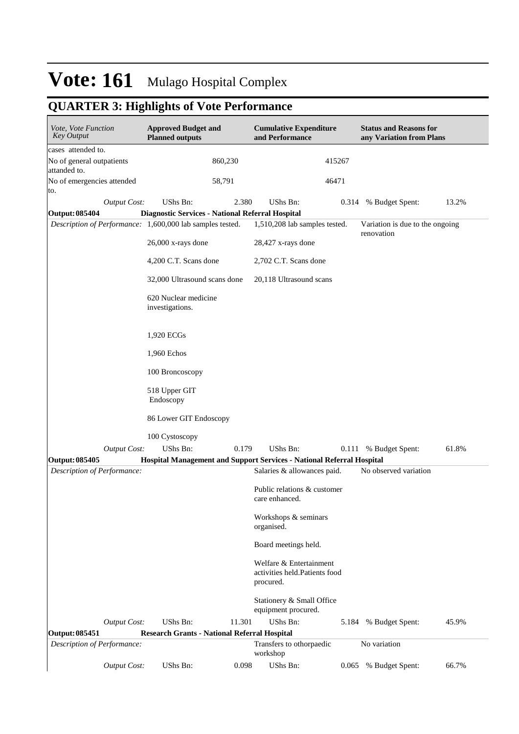# Vote: 161 Mulago Hospital Complex

## QUARTER 3: Highlights of Vote Performance

| *Vote, Vote Function Key Output* | **Approved Budget and Planned outputs** | | **Cumulative Expenditure and Performance** | | **Status and Reasons for any Variation from Plans** | |
|---|---|---|---|---|---|---|
| cases attended to. | | | | | | |
| No of general outpatients attanded to. | | 860,230 | | 415267 | | |
| No of emergencies attended to. | | 58,791 | | 46471 | | |
| *Output Cost:* | UShs Bn: | 2.380 | UShs Bn: | 0.314 | % Budget Spent: | 13.2% |
| **Output: 085404** | **Diagnostic Services - National Referral Hospital** | | | | | |
| *Description of Performance:* | 1,600,000 lab samples tested.<br><br>26,000 x-rays done<br><br>4,200 C.T. Scans done<br><br>32,000 Ultrasound scans done<br><br>620 Nuclear medicine investigations.<br><br>1,920 ECGs<br><br>1,960 Echos<br><br>100 Broncoscopy<br><br>518 Upper GIT Endoscopy<br><br>86 Lower GIT Endoscopy<br><br>100 Cystoscopy | | 1,510,208 lab samples tested.<br><br>28,427 x-rays done<br><br>2,702 C.T. Scans done<br><br>20,118 Ultrasound scans | | Variation is due to the ongoing renovation | |
| *Output Cost:* | UShs Bn: | 0.179 | UShs Bn: | 0.111 | % Budget Spent: | 61.8% |
| **Output: 085405** | **Hospital Management and Support Services - National Referral Hospital** | | | | | |
| *Description of Performance:* | | | Salaries & allowances paid.<br><br>Public relations & customer care enhanced.<br><br>Workshops & seminars organised.<br><br>Board meetings held.<br><br>Welfare & Entertainment activities held.Patients food procured.<br><br>Stationery & Small Office equipment procured. | | No observed variation | |
| *Output Cost:* | UShs Bn: | 11.301 | UShs Bn: | 5.184 | % Budget Spent: | 45.9% |
| **Output: 085451** | **Research Grants - National Referral Hospital** | | | | | |
| *Description of Performance:* | | | Transfers to othorpaedic workshop | | No variation | |
| *Output Cost:* | UShs Bn: | 0.098 | UShs Bn: | 0.065 | % Budget Spent: | 66.7% |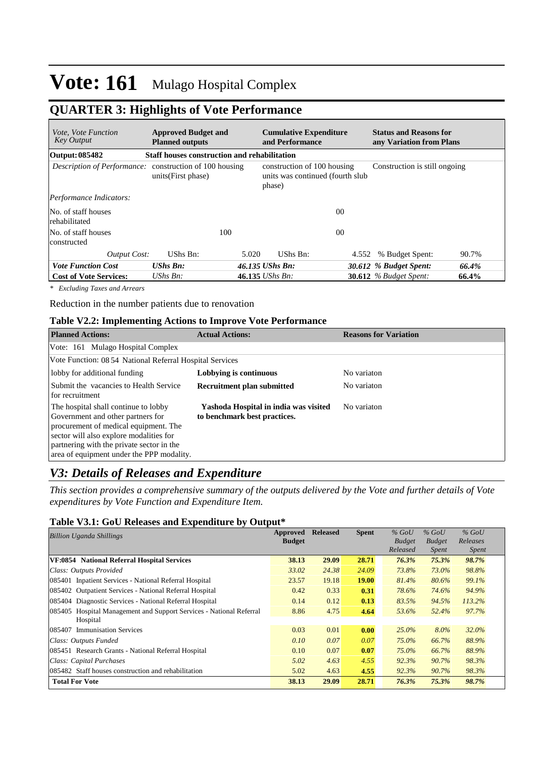# Vote: 161 Mulago Hospital Complex

## QUARTER 3: Highlights of Vote Performance

| *Vote, Vote Function Key Output* | **Approved Budget and Planned outputs** | | **Cumulative Expenditure and Performance** | | **Status and Reasons for any Variation from Plans** | |
|---|---|---|---|---|---|---|
| **Output: 085482** | **Staff houses construction and rehabilitation** | | | | | |
| *Description of Performance:* | construction of 100 housing units(First phase) | | construction of 100 housing units was continued (fourth slub phase) | | Construction is still ongoing | |
| *Performance Indicators:* | | | | | | |
| No. of staff houses rehabilitated | | | | 00 | | |
| No. of staff houses constructed | | 100 | | 00 | | |
| *Output Cost:* | UShs Bn: | 5.020 | UShs Bn: | 4.552 | % Budget Spent: | 90.7% |
| ***Vote Function Cost*** | ***UShs Bn:*** | ***46.135*** | ***UShs Bn:*** | ***30.612*** | ***% Budget Spent:*** | ***66.4%*** |
| **Cost of Vote Services:** | *UShs Bn:* | **46.135** | *UShs Bn:* | **30.612** | *% Budget Spent:* | **66.4%** |

*\* Excluding Taxes and Arrears*

Reduction in the number patients due to renovation

### Table V2.2: Implementing Actions to Improve Vote Performance

| **Planned Actions:** | **Actual Actions:** | **Reasons for Variation** |
|---|---|---|
| Vote: 161 Mulago Hospital Complex | | |
| Vote Function: 08 54 National Referral Hospital Services | | |
| lobby for additional funding | **Lobbying is continuous** | No variaton |
| Submit the vacancies to Health Service for recruitment | **Recruitment plan submitted** | No variaton |
| The hospital shall continue to lobby Government and other partners for procurement of medical equipment. The sector will also explore modalities for partnering with the private sector in the area of equipment under the PPP modality. | **Yashoda Hospital in india was visited to benchmark best practices.** | No variaton |

## *V3: Details of Releases and Expenditure*

*This section provides a comprehensive summary of the outputs delivered by the Vote and further details of Vote expenditures by Vote Function and Expenditure Item.*

### Table V3.1: GoU Releases and Expenditure by Output*

| *Billion Uganda Shillings* | **Approved Budget** | **Released** | **Spent** | *% GoU Budget Released* | *% GoU Budget Spent* | *% GoU Releases Spent* |
|---|---|---|---|---|---|---|
| **VF:0854 National Referral Hospital Services** | **38.13** | **29.09** | **28.71** | ***76.3%*** | ***75.3%*** | ***98.7%*** |
| *Class: Outputs Provided* | *33.02* | *24.38* | *24.09* | *73.8%* | *73.0%* | *98.8%* |
| 085401 Inpatient Services - National Referral Hospital | 23.57 | 19.18 | **19.00** | *81.4%* | *80.6%* | *99.1%* |
| 085402 Outpatient Services - National Referral Hospital | 0.42 | 0.33 | **0.31** | *78.6%* | *74.6%* | *94.9%* |
| 085404 Diagnostic Services - National Referral Hospital | 0.14 | 0.12 | **0.13** | *83.5%* | *94.5%* | *113.2%* |
| 085405 Hospital Management and Support Services - National Referral Hospital | 8.86 | 4.75 | **4.64** | *53.6%* | *52.4%* | *97.7%* |
| 085407 Immunisation Services | 0.03 | 0.01 | **0.00** | *25.0%* | *8.0%* | *32.0%* |
| *Class: Outputs Funded* | *0.10* | *0.07* | *0.07* | *75.0%* | *66.7%* | *88.9%* |
| 085451 Research Grants - National Referral Hospital | 0.10 | 0.07 | **0.07** | *75.0%* | *66.7%* | *88.9%* |
| *Class: Capital Purchases* | *5.02* | *4.63* | *4.55* | *92.3%* | *90.7%* | *98.3%* |
| 085482 Staff houses construction and rehabilitation | 5.02 | 4.63 | **4.55** | *92.3%* | *90.7%* | *98.3%* |
| **Total For Vote** | **38.13** | **29.09** | **28.71** | ***76.3%*** | ***75.3%*** | ***98.7%*** |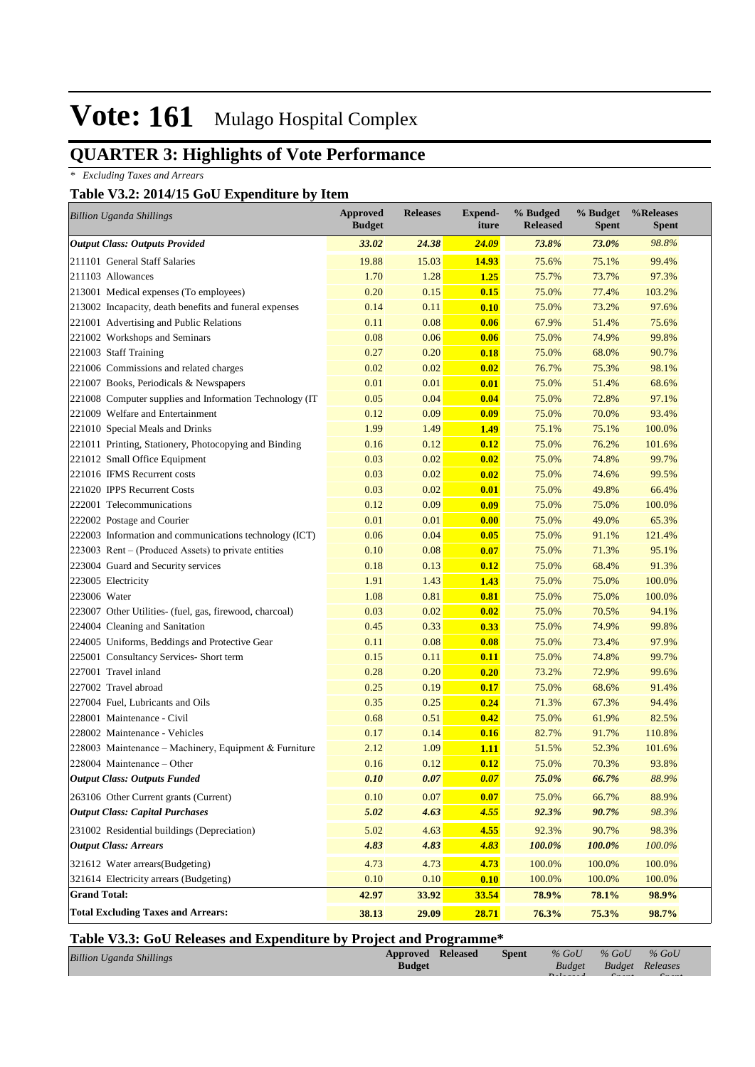# Vote: 161 Mulago Hospital Complex

## QUARTER 3: Highlights of Vote Performance

*\* Excluding Taxes and Arrears*

### Table V3.2: 2014/15 GoU Expenditure by Item

| *Billion Uganda Shillings* | Approved Budget | Releases | Expend-iture | % Budged Released | % Budget Spent | %Releases Spent |
|---|---|---|---|---|---|---|
| ***Output Class: Outputs Provided*** | ***33.02*** | ***24.38*** | ***24.09*** | ***73.8%*** | ***73.0%*** | *98.8%* |
| 211101 General Staff Salaries | 19.88 | 15.03 | **14.93** | 75.6% | 75.1% | 99.4% |
| 211103 Allowances | 1.70 | 1.28 | **1.25** | 75.7% | 73.7% | 97.3% |
| 213001 Medical expenses (To employees) | 0.20 | 0.15 | **0.15** | 75.0% | 77.4% | 103.2% |
| 213002 Incapacity, death benefits and funeral expenses | 0.14 | 0.11 | **0.10** | 75.0% | 73.2% | 97.6% |
| 221001 Advertising and Public Relations | 0.11 | 0.08 | **0.06** | 67.9% | 51.4% | 75.6% |
| 221002 Workshops and Seminars | 0.08 | 0.06 | **0.06** | 75.0% | 74.9% | 99.8% |
| 221003 Staff Training | 0.27 | 0.20 | **0.18** | 75.0% | 68.0% | 90.7% |
| 221006 Commissions and related charges | 0.02 | 0.02 | **0.02** | 76.7% | 75.3% | 98.1% |
| 221007 Books, Periodicals & Newspapers | 0.01 | 0.01 | **0.01** | 75.0% | 51.4% | 68.6% |
| 221008 Computer supplies and Information Technology (IT | 0.05 | 0.04 | **0.04** | 75.0% | 72.8% | 97.1% |
| 221009 Welfare and Entertainment | 0.12 | 0.09 | **0.09** | 75.0% | 70.0% | 93.4% |
| 221010 Special Meals and Drinks | 1.99 | 1.49 | **1.49** | 75.1% | 75.1% | 100.0% |
| 221011 Printing, Stationery, Photocopying and Binding | 0.16 | 0.12 | **0.12** | 75.0% | 76.2% | 101.6% |
| 221012 Small Office Equipment | 0.03 | 0.02 | **0.02** | 75.0% | 74.8% | 99.7% |
| 221016 IFMS Recurrent costs | 0.03 | 0.02 | **0.02** | 75.0% | 74.6% | 99.5% |
| 221020 IPPS Recurrent Costs | 0.03 | 0.02 | **0.01** | 75.0% | 49.8% | 66.4% |
| 222001 Telecommunications | 0.12 | 0.09 | **0.09** | 75.0% | 75.0% | 100.0% |
| 222002 Postage and Courier | 0.01 | 0.01 | **0.00** | 75.0% | 49.0% | 65.3% |
| 222003 Information and communications technology (ICT) | 0.06 | 0.04 | **0.05** | 75.0% | 91.1% | 121.4% |
| 223003 Rent – (Produced Assets) to private entities | 0.10 | 0.08 | **0.07** | 75.0% | 71.3% | 95.1% |
| 223004 Guard and Security services | 0.18 | 0.13 | **0.12** | 75.0% | 68.4% | 91.3% |
| 223005 Electricity | 1.91 | 1.43 | **1.43** | 75.0% | 75.0% | 100.0% |
| 223006 Water | 1.08 | 0.81 | **0.81** | 75.0% | 75.0% | 100.0% |
| 223007 Other Utilities- (fuel, gas, firewood, charcoal) | 0.03 | 0.02 | **0.02** | 75.0% | 70.5% | 94.1% |
| 224004 Cleaning and Sanitation | 0.45 | 0.33 | **0.33** | 75.0% | 74.9% | 99.8% |
| 224005 Uniforms, Beddings and Protective Gear | 0.11 | 0.08 | **0.08** | 75.0% | 73.4% | 97.9% |
| 225001 Consultancy Services- Short term | 0.15 | 0.11 | **0.11** | 75.0% | 74.8% | 99.7% |
| 227001 Travel inland | 0.28 | 0.20 | **0.20** | 73.2% | 72.9% | 99.6% |
| 227002 Travel abroad | 0.25 | 0.19 | **0.17** | 75.0% | 68.6% | 91.4% |
| 227004 Fuel, Lubricants and Oils | 0.35 | 0.25 | **0.24** | 71.3% | 67.3% | 94.4% |
| 228001 Maintenance - Civil | 0.68 | 0.51 | **0.42** | 75.0% | 61.9% | 82.5% |
| 228002 Maintenance - Vehicles | 0.17 | 0.14 | **0.16** | 82.7% | 91.7% | 110.8% |
| 228003 Maintenance – Machinery, Equipment & Furniture | 2.12 | 1.09 | **1.11** | 51.5% | 52.3% | 101.6% |
| 228004 Maintenance – Other | 0.16 | 0.12 | **0.12** | 75.0% | 70.3% | 93.8% |
| ***Output Class: Outputs Funded*** | ***0.10*** | ***0.07*** | ***0.07*** | ***75.0%*** | ***66.7%*** | *88.9%* |
| 263106 Other Current grants (Current) | 0.10 | 0.07 | **0.07** | 75.0% | 66.7% | 88.9% |
| ***Output Class: Capital Purchases*** | ***5.02*** | ***4.63*** | ***4.55*** | ***92.3%*** | ***90.7%*** | *98.3%* |
| 231002 Residential buildings (Depreciation) | 5.02 | 4.63 | **4.55** | 92.3% | 90.7% | 98.3% |
| ***Output Class: Arrears*** | ***4.83*** | ***4.83*** | ***4.83*** | ***100.0%*** | ***100.0%*** | *100.0%* |
| 321612 Water arrears(Budgeting) | 4.73 | 4.73 | **4.73** | 100.0% | 100.0% | 100.0% |
| 321614 Electricity arrears (Budgeting) | 0.10 | 0.10 | **0.10** | 100.0% | 100.0% | 100.0% |
| **Grand Total:** | **42.97** | **33.92** | **33.54** | **78.9%** | **78.1%** | **98.9%** |
| **Total Excluding Taxes and Arrears:** | **38.13** | **29.09** | **28.71** | **76.3%** | **75.3%** | **98.7%** |

### Table V3.3: GoU Releases and Expenditure by Project and Programme*

| *Billion Uganda Shillings* | Approved Budget | Released | Spent | *% GoU Budget Released* | *% GoU Budget Spent* | *% GoU Releases Spent* |
|---|---|---|---|---|---|---|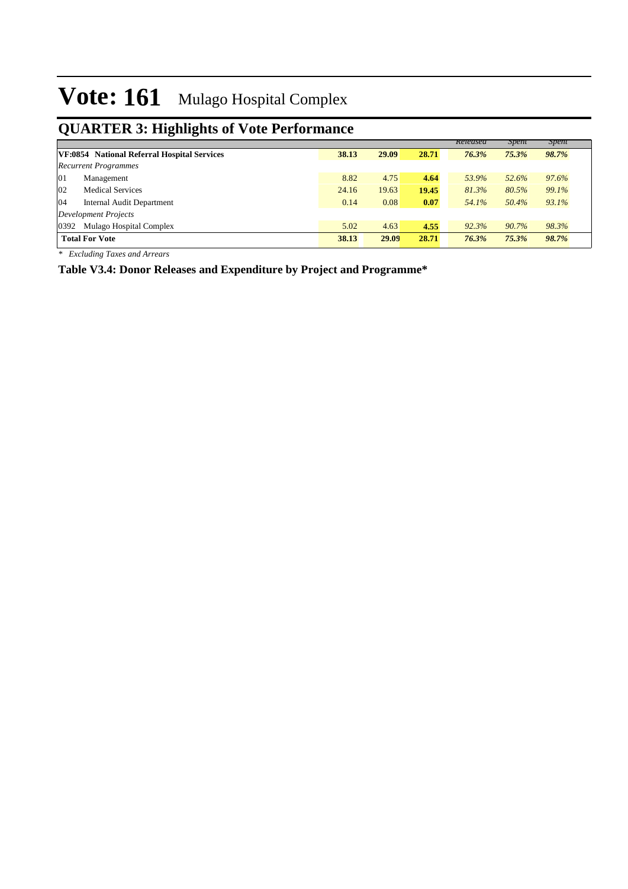# Vote: 161 Mulago Hospital Complex

## QUARTER 3: Highlights of Vote Performance

| | | | | | Released | Spent | Spent |
|---|---|---|---|---|---|---|---|
| **VF:0854 National Referral Hospital Services** | | **38.13** | **29.09** | **28.71** | ***76.3%*** | ***75.3%*** | ***98.7%*** |
| *Recurrent Programmes* | | | | | | | |
| 01 | Management | 8.82 | 4.75 | **4.64** | *53.9%* | *52.6%* | *97.6%* |
| 02 | Medical Services | 24.16 | 19.63 | **19.45** | *81.3%* | *80.5%* | *99.1%* |
| 04 | Internal Audit Department | 0.14 | 0.08 | **0.07** | *54.1%* | *50.4%* | *93.1%* |
| *Development Projects* | | | | | | | |
| 0392 | Mulago Hospital Complex | 5.02 | 4.63 | **4.55** | *92.3%* | *90.7%* | *98.3%* |
| **Total For Vote** | | **38.13** | **29.09** | **28.71** | ***76.3%*** | ***75.3%*** | ***98.7%*** |

*\* Excluding Taxes and Arrears*

**Table V3.4: Donor Releases and Expenditure by Project and Programme***